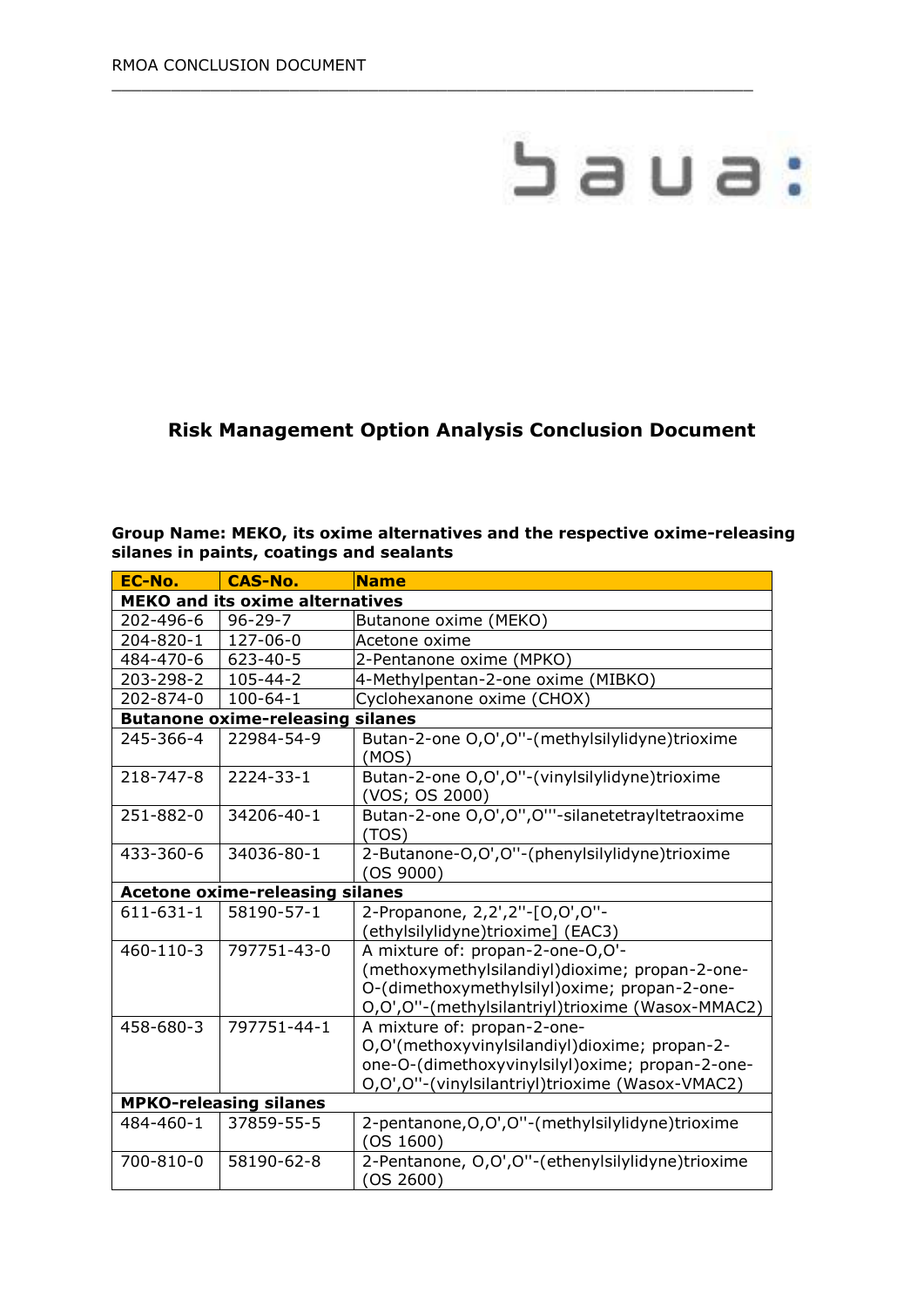# Risk Management Option Analysis Conclusion Document

**Group Name: MEKO, its oxime alternatives and the respective oxime-releasing silanes in paints, coatings and sealants**

| EC-No. | CAS-No. | Name |
|---|---|---|
| **MEKO and its oxime alternatives** | | |
| 202-496-6 | 96-29-7 | Butanone oxime (MEKO) |
| 204-820-1 | 127-06-0 | Acetone oxime |
| 484-470-6 | 623-40-5 | 2-Pentanone oxime (MPKO) |
| 203-298-2 | 105-44-2 | 4-Methylpentan-2-one oxime (MIBKO) |
| 202-874-0 | 100-64-1 | Cyclohexanone oxime (CHOX) |
| **Butanone oxime-releasing silanes** | | |
| 245-366-4 | 22984-54-9 | Butan-2-one O,O',O''-(methylsilylidyne)trioxime (MOS) |
| 218-747-8 | 2224-33-1 | Butan-2-one O,O',O''-(vinylsilylidyne)trioxime (VOS; OS 2000) |
| 251-882-0 | 34206-40-1 | Butan-2-one O,O',O'',O'''-silanetetrayltetraoxime (TOS) |
| 433-360-6 | 34036-80-1 | 2-Butanone-O,O',O''-(phenylsilylidyne)trioxime (OS 9000) |
| **Acetone oxime-releasing silanes** | | |
| 611-631-1 | 58190-57-1 | 2-Propanone, 2,2',2''-[O,O',O''-(ethylsilylidyne)trioxime] (EAC3) |
| 460-110-3 | 797751-43-0 | A mixture of: propan-2-one-O,O'-(methoxymethylsilandiyl)dioxime; propan-2-one-O-(dimethoxymethylsilyl)oxime; propan-2-one-O,O',O''-(methylsilantriyl)trioxime (Wasox-MMAC2) |
| 458-680-3 | 797751-44-1 | A mixture of: propan-2-one-O,O'(methoxyvinylsilandiyl)dioxime; propan-2-one-O-(dimethoxyvinylsilyl)oxime; propan-2-one-O,O',O''-(vinylsilantriyl)trioxime (Wasox-VMAC2) |
| **MPKO-releasing silanes** | | |
| 484-460-1 | 37859-55-5 | 2-pentanone,O,O',O''-(methylsilylidyne)trioxime (OS 1600) |
| 700-810-0 | 58190-62-8 | 2-Pentanone, O,O',O''-(ethenylsilylidyne)trioxime (OS 2600) |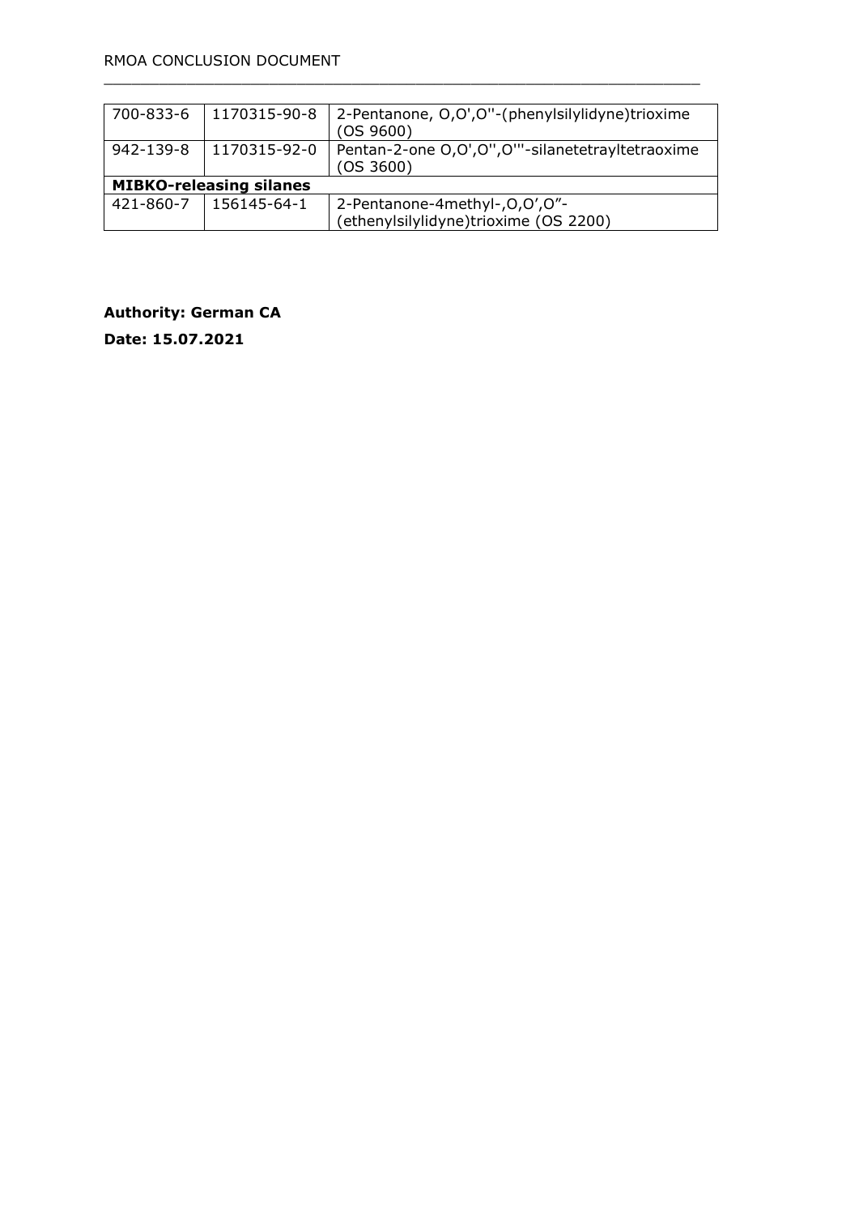| | | |
|---|---|---|
| 700-833-6 | 1170315-90-8 | 2-Pentanone, O,O',O''-(phenylsilylidyne)trioxime (OS 9600) |
| 942-139-8 | 1170315-92-0 | Pentan-2-one O,O',O'',O'''-silanetetrayltetraoxime (OS 3600) |
| **MIBKO-releasing silanes** | | |
| 421-860-7 | 156145-64-1 | 2-Pentanone-4methyl-,O,O',O"-(ethenylsilylidyne)trioxime (OS 2200) |

**Authority: German CA**

**Date: 15.07.2021**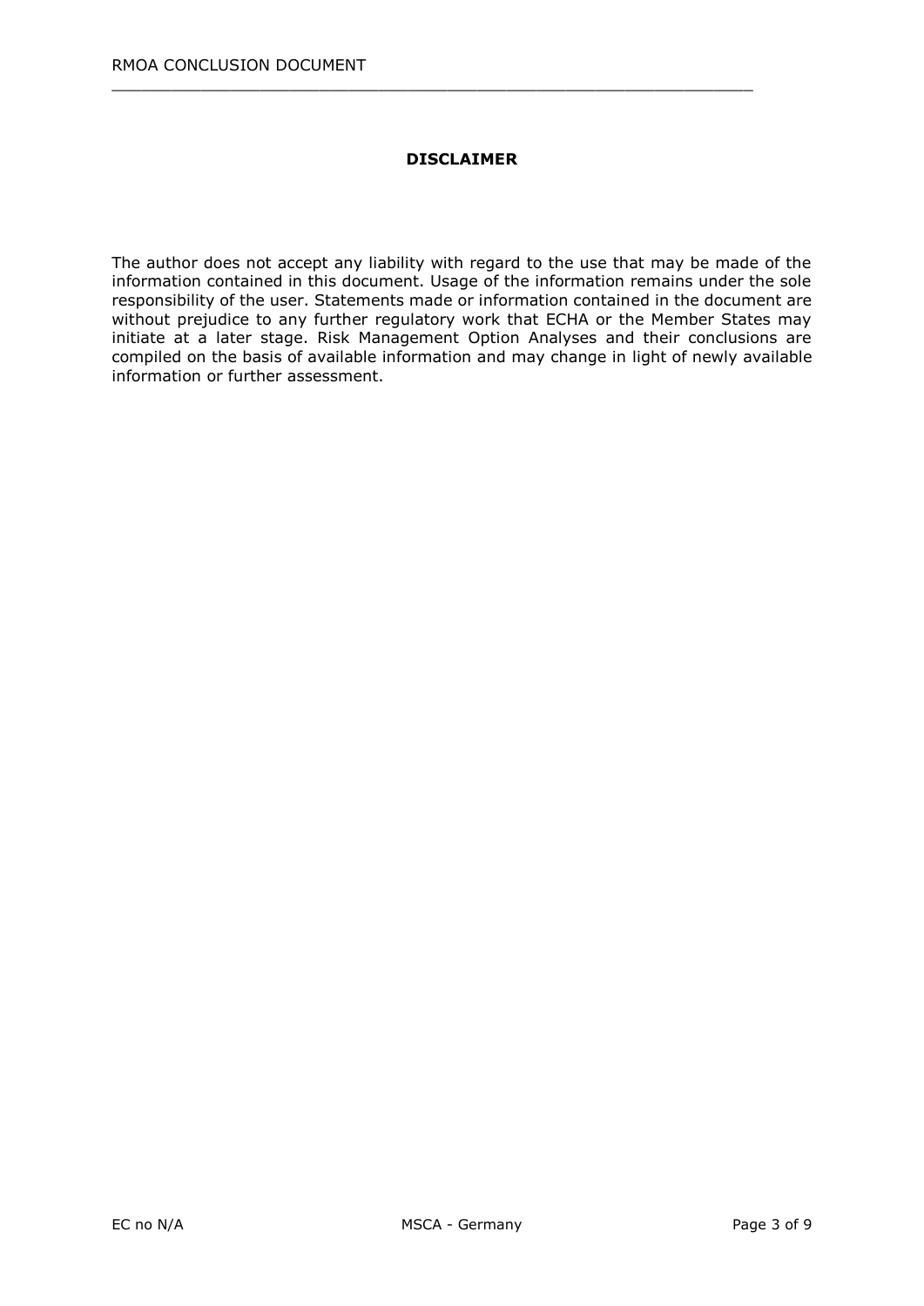**DISCLAIMER**

The author does not accept any liability with regard to the use that may be made of the information contained in this document. Usage of the information remains under the sole responsibility of the user. Statements made or information contained in the document are without prejudice to any further regulatory work that ECHA or the Member States may initiate at a later stage. Risk Management Option Analyses and their conclusions are compiled on the basis of available information and may change in light of newly available information or further assessment.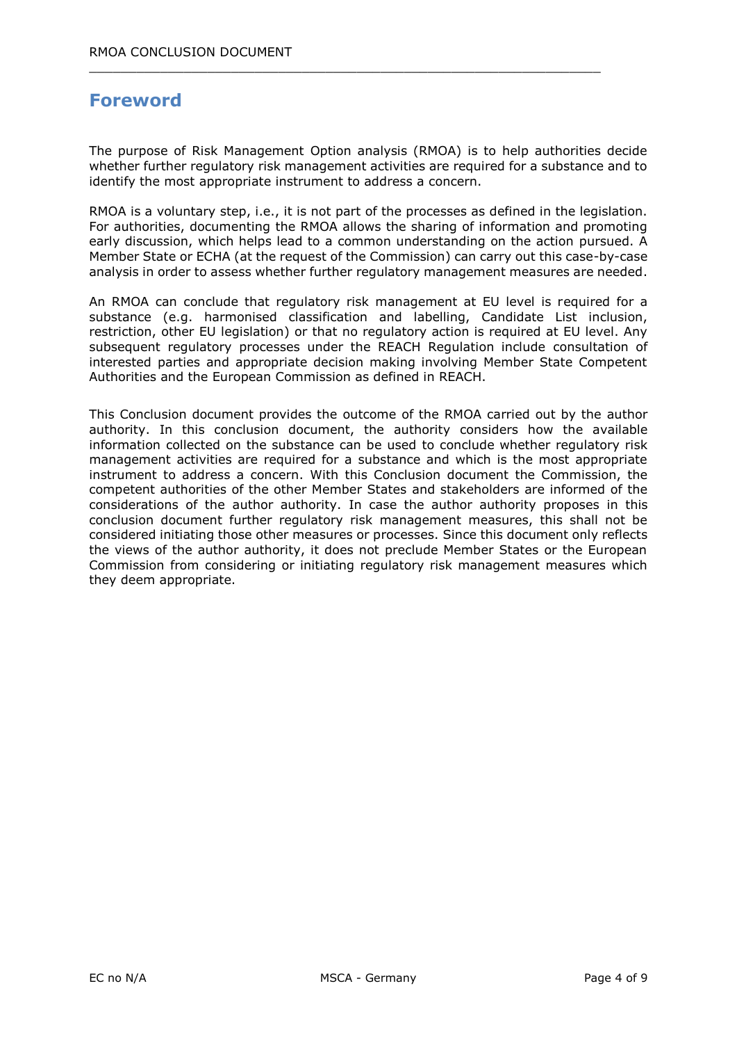# Foreword

The purpose of Risk Management Option analysis (RMOA) is to help authorities decide whether further regulatory risk management activities are required for a substance and to identify the most appropriate instrument to address a concern.

RMOA is a voluntary step, i.e., it is not part of the processes as defined in the legislation. For authorities, documenting the RMOA allows the sharing of information and promoting early discussion, which helps lead to a common understanding on the action pursued. A Member State or ECHA (at the request of the Commission) can carry out this case-by-case analysis in order to assess whether further regulatory management measures are needed.

An RMOA can conclude that regulatory risk management at EU level is required for a substance (e.g. harmonised classification and labelling, Candidate List inclusion, restriction, other EU legislation) or that no regulatory action is required at EU level. Any subsequent regulatory processes under the REACH Regulation include consultation of interested parties and appropriate decision making involving Member State Competent Authorities and the European Commission as defined in REACH.

This Conclusion document provides the outcome of the RMOA carried out by the author authority. In this conclusion document, the authority considers how the available information collected on the substance can be used to conclude whether regulatory risk management activities are required for a substance and which is the most appropriate instrument to address a concern. With this Conclusion document the Commission, the competent authorities of the other Member States and stakeholders are informed of the considerations of the author authority. In case the author authority proposes in this conclusion document further regulatory risk management measures, this shall not be considered initiating those other measures or processes. Since this document only reflects the views of the author authority, it does not preclude Member States or the European Commission from considering or initiating regulatory risk management measures which they deem appropriate.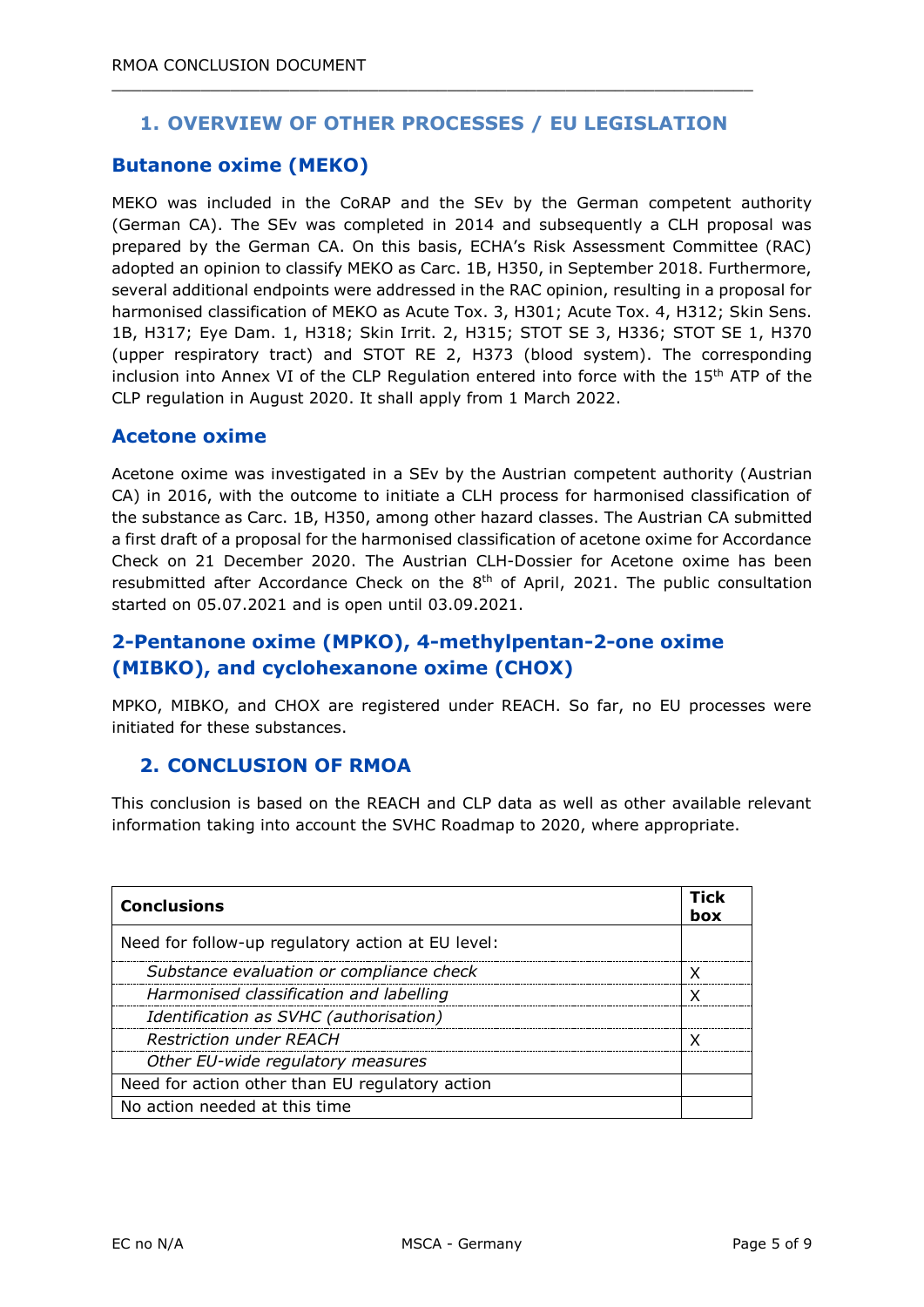## 1. OVERVIEW OF OTHER PROCESSES / EU LEGISLATION

### Butanone oxime (MEKO)

MEKO was included in the CoRAP and the SEv by the German competent authority (German CA). The SEv was completed in 2014 and subsequently a CLH proposal was prepared by the German CA. On this basis, ECHA's Risk Assessment Committee (RAC) adopted an opinion to classify MEKO as Carc. 1B, H350, in September 2018. Furthermore, several additional endpoints were addressed in the RAC opinion, resulting in a proposal for harmonised classification of MEKO as Acute Tox. 3, H301; Acute Tox. 4, H312; Skin Sens. 1B, H317; Eye Dam. 1, H318; Skin Irrit. 2, H315; STOT SE 3, H336; STOT SE 1, H370 (upper respiratory tract) and STOT RE 2, H373 (blood system). The corresponding inclusion into Annex VI of the CLP Regulation entered into force with the 15th ATP of the CLP regulation in August 2020. It shall apply from 1 March 2022.

### Acetone oxime

Acetone oxime was investigated in a SEv by the Austrian competent authority (Austrian CA) in 2016, with the outcome to initiate a CLH process for harmonised classification of the substance as Carc. 1B, H350, among other hazard classes. The Austrian CA submitted a first draft of a proposal for the harmonised classification of acetone oxime for Accordance Check on 21 December 2020. The Austrian CLH-Dossier for Acetone oxime has been resubmitted after Accordance Check on the 8th of April, 2021. The public consultation started on 05.07.2021 and is open until 03.09.2021.

### 2-Pentanone oxime (MPKO), 4-methylpentan-2-one oxime (MIBKO), and cyclohexanone oxime (CHOX)

MPKO, MIBKO, and CHOX are registered under REACH. So far, no EU processes were initiated for these substances.

## 2. CONCLUSION OF RMOA

This conclusion is based on the REACH and CLP data as well as other available relevant information taking into account the SVHC Roadmap to 2020, where appropriate.

| Conclusions | Tick box |
|---|---|
| Need for follow-up regulatory action at EU level: | |
| *Substance evaluation or compliance check* | X |
| *Harmonised classification and labelling* | X |
| *Identification as SVHC (authorisation)* | |
| *Restriction under REACH* | X |
| *Other EU-wide regulatory measures* | |
| Need for action other than EU regulatory action | |
| No action needed at this time | |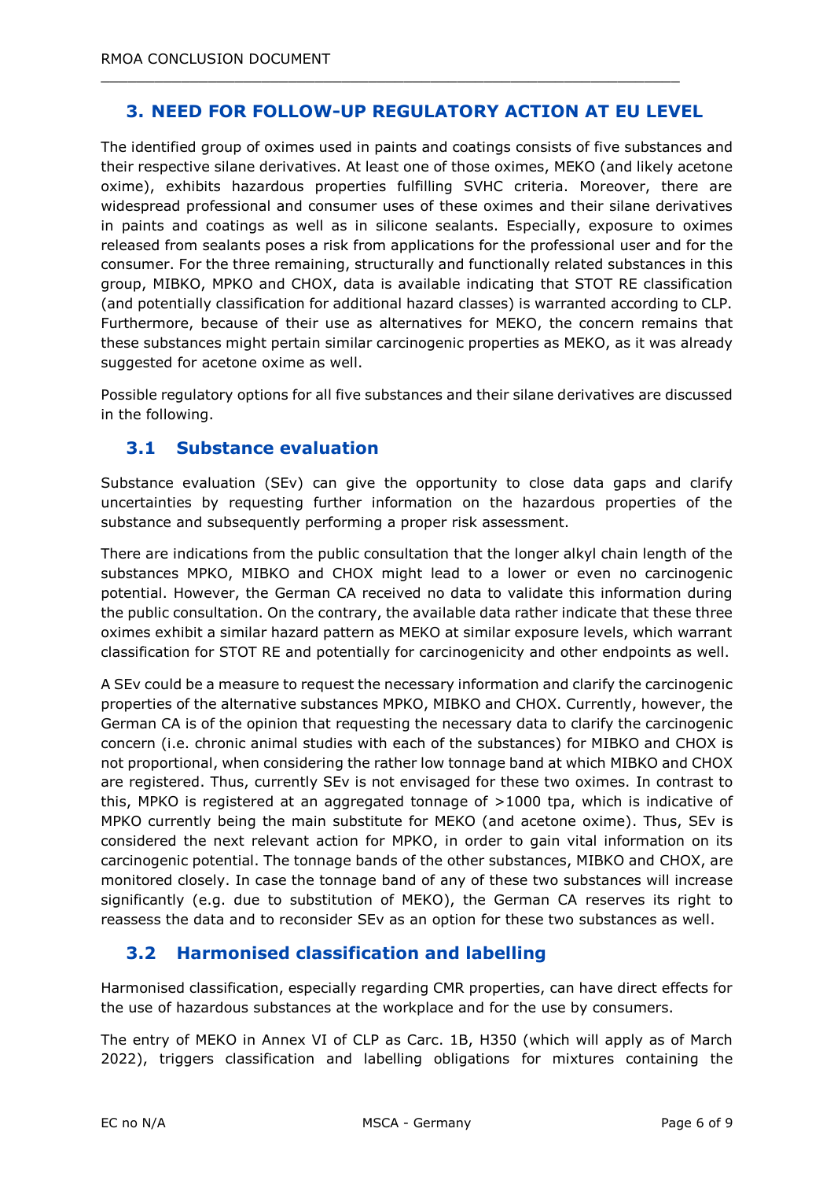## 3. NEED FOR FOLLOW-UP REGULATORY ACTION AT EU LEVEL

The identified group of oximes used in paints and coatings consists of five substances and their respective silane derivatives. At least one of those oximes, MEKO (and likely acetone oxime), exhibits hazardous properties fulfilling SVHC criteria. Moreover, there are widespread professional and consumer uses of these oximes and their silane derivatives in paints and coatings as well as in silicone sealants. Especially, exposure to oximes released from sealants poses a risk from applications for the professional user and for the consumer. For the three remaining, structurally and functionally related substances in this group, MIBKO, MPKO and CHOX, data is available indicating that STOT RE classification (and potentially classification for additional hazard classes) is warranted according to CLP. Furthermore, because of their use as alternatives for MEKO, the concern remains that these substances might pertain similar carcinogenic properties as MEKO, as it was already suggested for acetone oxime as well.

Possible regulatory options for all five substances and their silane derivatives are discussed in the following.

### 3.1 Substance evaluation

Substance evaluation (SEv) can give the opportunity to close data gaps and clarify uncertainties by requesting further information on the hazardous properties of the substance and subsequently performing a proper risk assessment.

There are indications from the public consultation that the longer alkyl chain length of the substances MPKO, MIBKO and CHOX might lead to a lower or even no carcinogenic potential. However, the German CA received no data to validate this information during the public consultation. On the contrary, the available data rather indicate that these three oximes exhibit a similar hazard pattern as MEKO at similar exposure levels, which warrant classification for STOT RE and potentially for carcinogenicity and other endpoints as well.

A SEv could be a measure to request the necessary information and clarify the carcinogenic properties of the alternative substances MPKO, MIBKO and CHOX. Currently, however, the German CA is of the opinion that requesting the necessary data to clarify the carcinogenic concern (i.e. chronic animal studies with each of the substances) for MIBKO and CHOX is not proportional, when considering the rather low tonnage band at which MIBKO and CHOX are registered. Thus, currently SEv is not envisaged for these two oximes. In contrast to this, MPKO is registered at an aggregated tonnage of >1000 tpa, which is indicative of MPKO currently being the main substitute for MEKO (and acetone oxime). Thus, SEv is considered the next relevant action for MPKO, in order to gain vital information on its carcinogenic potential. The tonnage bands of the other substances, MIBKO and CHOX, are monitored closely. In case the tonnage band of any of these two substances will increase significantly (e.g. due to substitution of MEKO), the German CA reserves its right to reassess the data and to reconsider SEv as an option for these two substances as well.

### 3.2 Harmonised classification and labelling

Harmonised classification, especially regarding CMR properties, can have direct effects for the use of hazardous substances at the workplace and for the use by consumers.

The entry of MEKO in Annex VI of CLP as Carc. 1B, H350 (which will apply as of March 2022), triggers classification and labelling obligations for mixtures containing the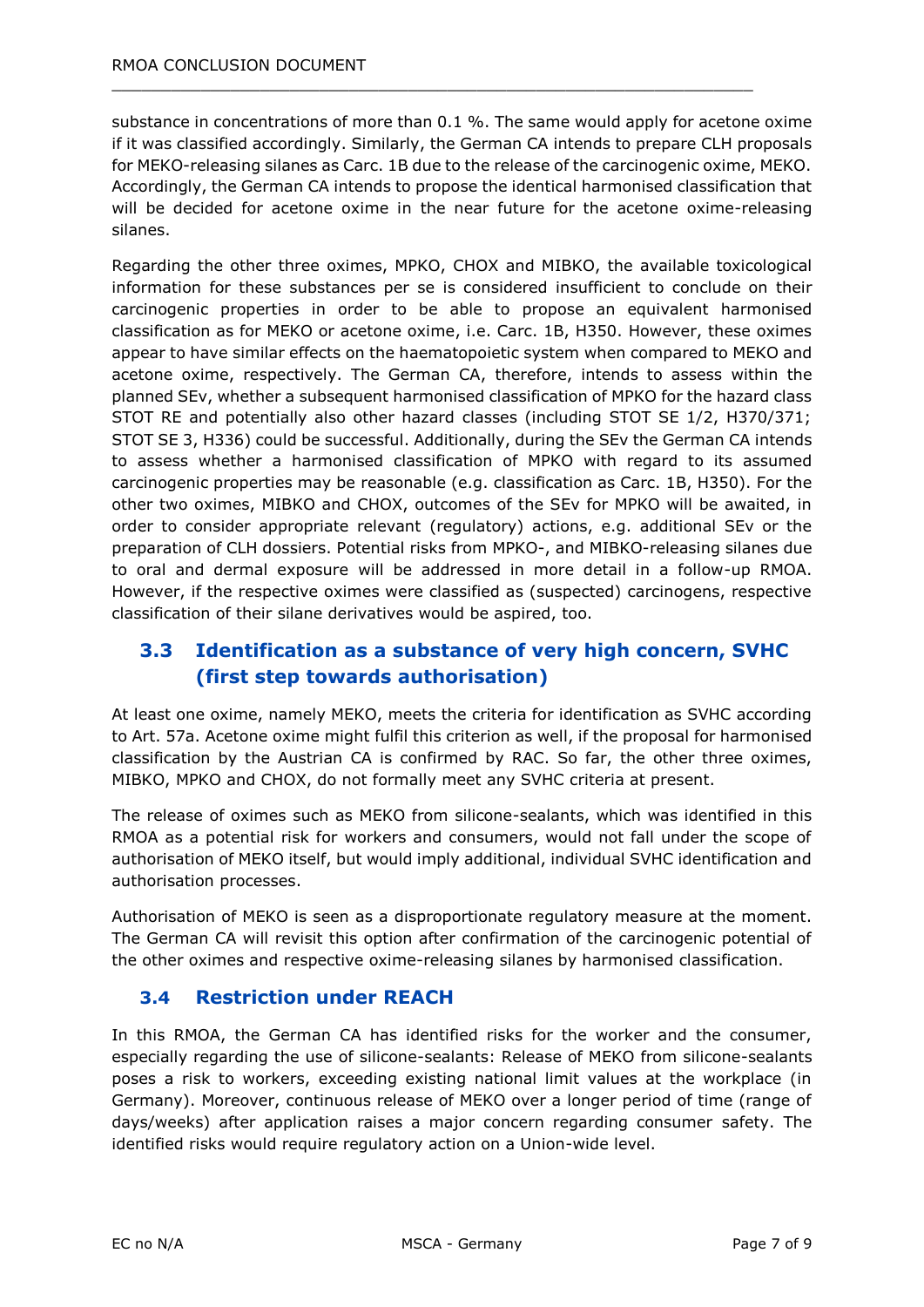substance in concentrations of more than 0.1 %. The same would apply for acetone oxime if it was classified accordingly. Similarly, the German CA intends to prepare CLH proposals for MEKO-releasing silanes as Carc. 1B due to the release of the carcinogenic oxime, MEKO. Accordingly, the German CA intends to propose the identical harmonised classification that will be decided for acetone oxime in the near future for the acetone oxime-releasing silanes.

Regarding the other three oximes, MPKO, CHOX and MIBKO, the available toxicological information for these substances per se is considered insufficient to conclude on their carcinogenic properties in order to be able to propose an equivalent harmonised classification as for MEKO or acetone oxime, i.e. Carc. 1B, H350. However, these oximes appear to have similar effects on the haematopoietic system when compared to MEKO and acetone oxime, respectively. The German CA, therefore, intends to assess within the planned SEv, whether a subsequent harmonised classification of MPKO for the hazard class STOT RE and potentially also other hazard classes (including STOT SE 1/2, H370/371; STOT SE 3, H336) could be successful. Additionally, during the SEv the German CA intends to assess whether a harmonised classification of MPKO with regard to its assumed carcinogenic properties may be reasonable (e.g. classification as Carc. 1B, H350). For the other two oximes, MIBKO and CHOX, outcomes of the SEv for MPKO will be awaited, in order to consider appropriate relevant (regulatory) actions, e.g. additional SEv or the preparation of CLH dossiers. Potential risks from MPKO-, and MIBKO-releasing silanes due to oral and dermal exposure will be addressed in more detail in a follow-up RMOA. However, if the respective oximes were classified as (suspected) carcinogens, respective classification of their silane derivatives would be aspired, too.

## 3.3 Identification as a substance of very high concern, SVHC (first step towards authorisation)

At least one oxime, namely MEKO, meets the criteria for identification as SVHC according to Art. 57a. Acetone oxime might fulfil this criterion as well, if the proposal for harmonised classification by the Austrian CA is confirmed by RAC. So far, the other three oximes, MIBKO, MPKO and CHOX, do not formally meet any SVHC criteria at present.

The release of oximes such as MEKO from silicone-sealants, which was identified in this RMOA as a potential risk for workers and consumers, would not fall under the scope of authorisation of MEKO itself, but would imply additional, individual SVHC identification and authorisation processes.

Authorisation of MEKO is seen as a disproportionate regulatory measure at the moment. The German CA will revisit this option after confirmation of the carcinogenic potential of the other oximes and respective oxime-releasing silanes by harmonised classification.

## 3.4 Restriction under REACH

In this RMOA, the German CA has identified risks for the worker and the consumer, especially regarding the use of silicone-sealants: Release of MEKO from silicone-sealants poses a risk to workers, exceeding existing national limit values at the workplace (in Germany). Moreover, continuous release of MEKO over a longer period of time (range of days/weeks) after application raises a major concern regarding consumer safety. The identified risks would require regulatory action on a Union-wide level.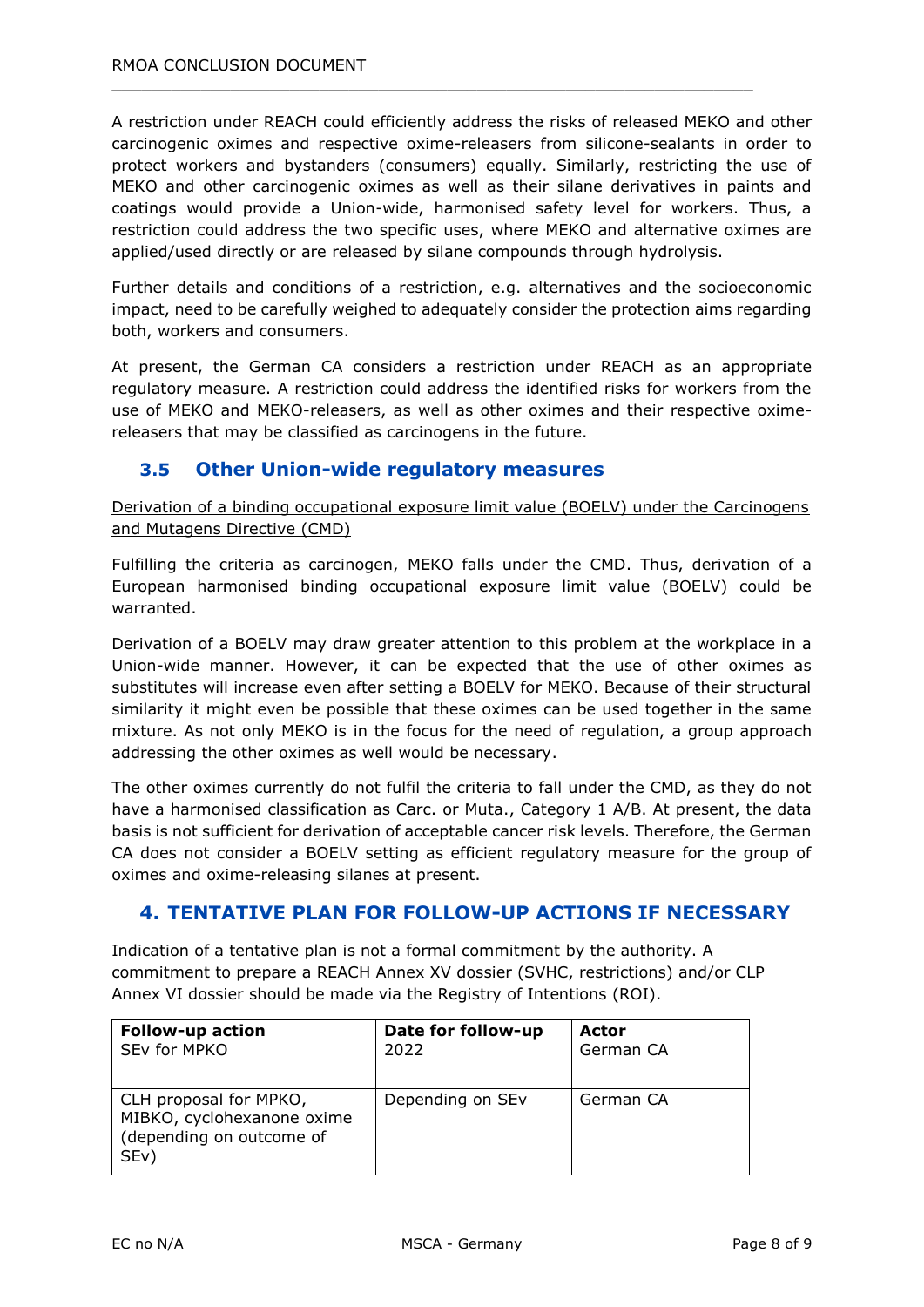A restriction under REACH could efficiently address the risks of released MEKO and other carcinogenic oximes and respective oxime-releasers from silicone-sealants in order to protect workers and bystanders (consumers) equally. Similarly, restricting the use of MEKO and other carcinogenic oximes as well as their silane derivatives in paints and coatings would provide a Union-wide, harmonised safety level for workers. Thus, a restriction could address the two specific uses, where MEKO and alternative oximes are applied/used directly or are released by silane compounds through hydrolysis.

Further details and conditions of a restriction, e.g. alternatives and the socioeconomic impact, need to be carefully weighed to adequately consider the protection aims regarding both, workers and consumers.

At present, the German CA considers a restriction under REACH as an appropriate regulatory measure. A restriction could address the identified risks for workers from the use of MEKO and MEKO-releasers, as well as other oximes and their respective oxime-releasers that may be classified as carcinogens in the future.

### 3.5 Other Union-wide regulatory measures

Derivation of a binding occupational exposure limit value (BOELV) under the Carcinogens and Mutagens Directive (CMD)

Fulfilling the criteria as carcinogen, MEKO falls under the CMD. Thus, derivation of a European harmonised binding occupational exposure limit value (BOELV) could be warranted.

Derivation of a BOELV may draw greater attention to this problem at the workplace in a Union-wide manner. However, it can be expected that the use of other oximes as substitutes will increase even after setting a BOELV for MEKO. Because of their structural similarity it might even be possible that these oximes can be used together in the same mixture. As not only MEKO is in the focus for the need of regulation, a group approach addressing the other oximes as well would be necessary.

The other oximes currently do not fulfil the criteria to fall under the CMD, as they do not have a harmonised classification as Carc. or Muta., Category 1 A/B. At present, the data basis is not sufficient for derivation of acceptable cancer risk levels. Therefore, the German CA does not consider a BOELV setting as efficient regulatory measure for the group of oximes and oxime-releasing silanes at present.

## 4. TENTATIVE PLAN FOR FOLLOW-UP ACTIONS IF NECESSARY

Indication of a tentative plan is not a formal commitment by the authority. A commitment to prepare a REACH Annex XV dossier (SVHC, restrictions) and/or CLP Annex VI dossier should be made via the Registry of Intentions (ROI).

| Follow-up action | Date for follow-up | Actor |
|---|---|---|
| SEv for MPKO | 2022 | German CA |
| CLH proposal for MPKO, MIBKO, cyclohexanone oxime (depending on outcome of SEv) | Depending on SEv | German CA |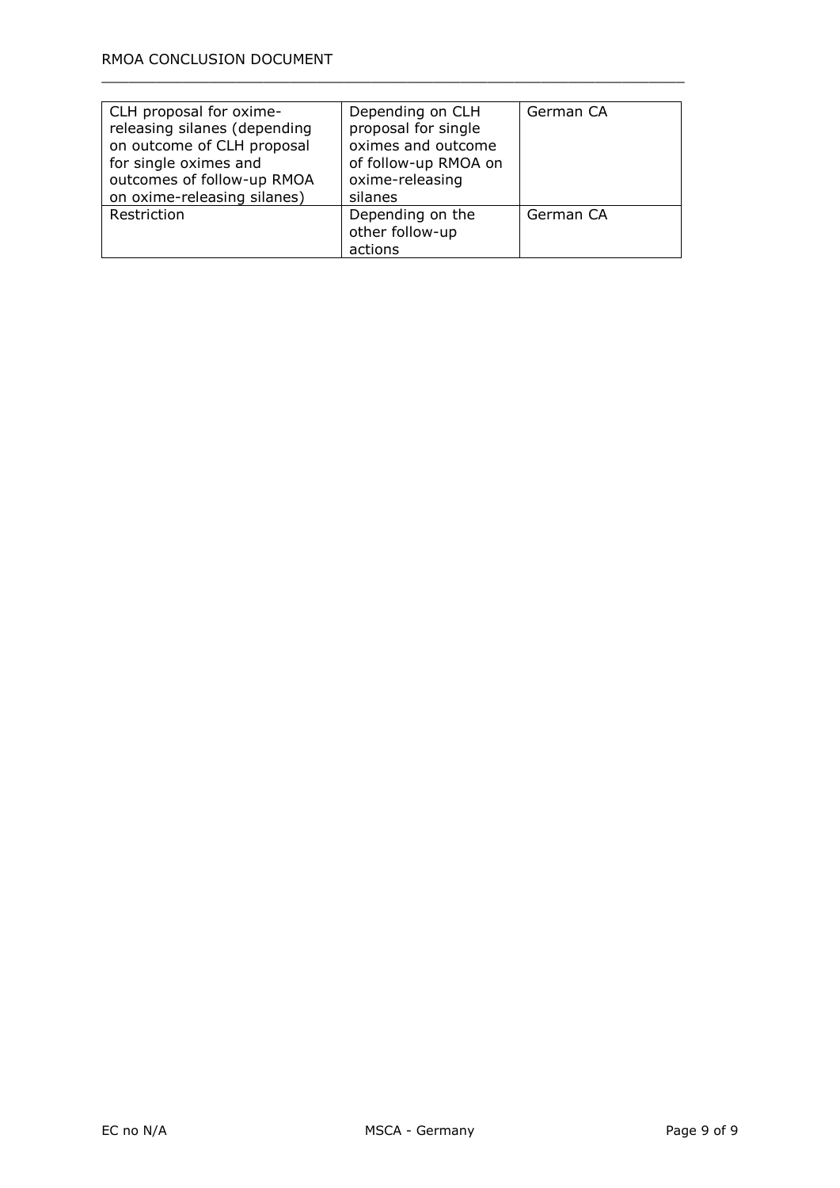| | | |
|---|---|---|
| CLH proposal for oxime-releasing silanes (depending on outcome of CLH proposal for single oximes and outcomes of follow-up RMOA on oxime-releasing silanes) | Depending on CLH proposal for single oximes and outcome of follow-up RMOA on oxime-releasing silanes | German CA |
| Restriction | Depending on the other follow-up actions | German CA |